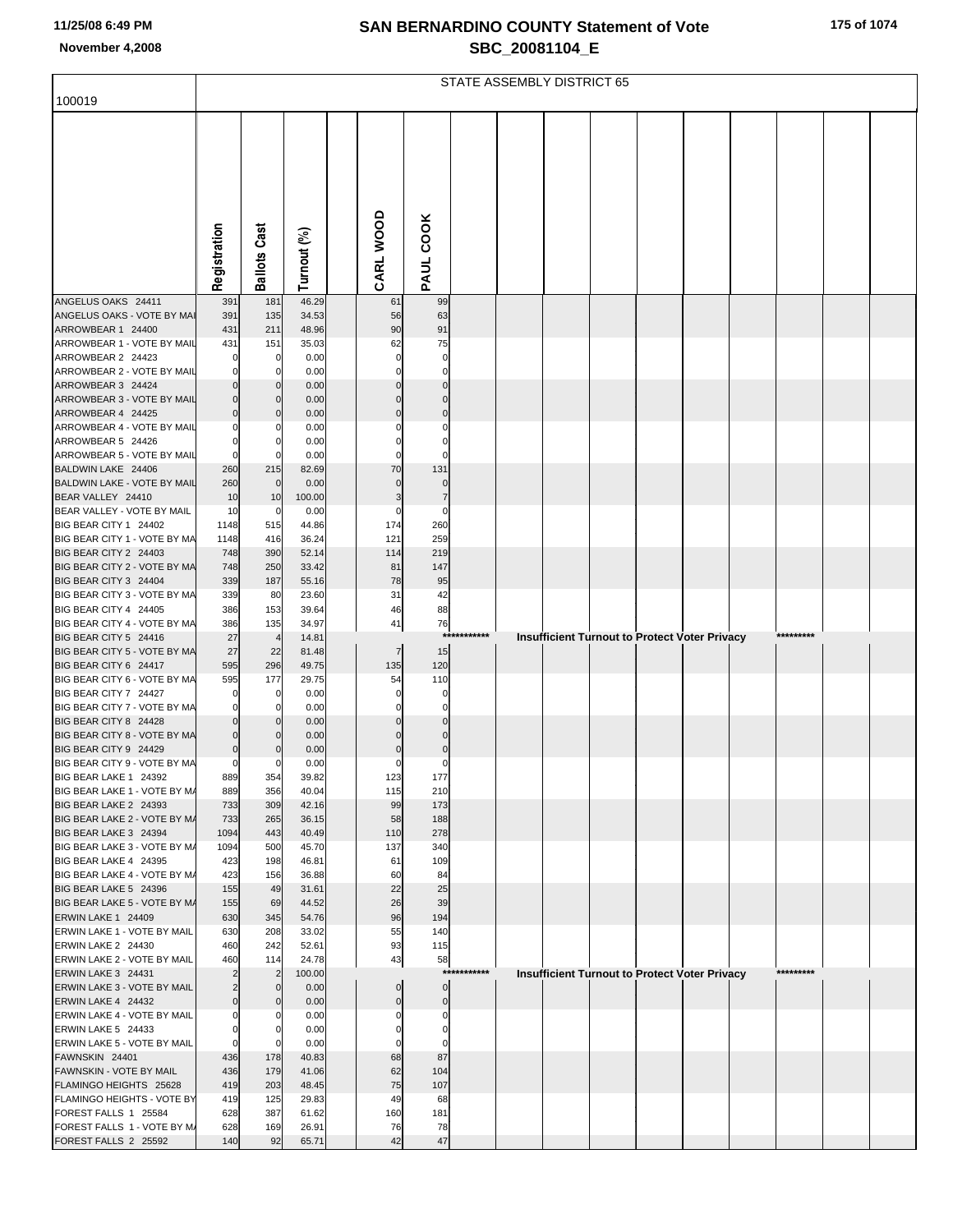# SAN BERNARDINO COUNTY Statement of Vote

## SBC_20081104_E

11/25/08 6:49 PM

November 4,2008

100019

STATE ASSEMBLY DISTRICT 65

| | Registration | Ballots Cast | Turnout (%) | | CARL WOOD | PAUL COOK |
|---|---|---|---|---|---|---|
| ANGELUS OAKS 24411 | 391 | 181 | 46.29 | | 61 | 99 |
| ANGELUS OAKS - VOTE BY MAI | 391 | 135 | 34.53 | | 56 | 63 |
| ARROWBEAR 1 24400 | 431 | 211 | 48.96 | | 90 | 91 |
| ARROWBEAR 1 - VOTE BY MAIL | 431 | 151 | 35.03 | | 62 | 75 |
| ARROWBEAR 2 24423 | 0 | 0 | 0.00 | | 0 | 0 |
| ARROWBEAR 2 - VOTE BY MAIL | 0 | 0 | 0.00 | | 0 | 0 |
| ARROWBEAR 3 24424 | 0 | 0 | 0.00 | | 0 | 0 |
| ARROWBEAR 3 - VOTE BY MAIL | 0 | 0 | 0.00 | | 0 | 0 |
| ARROWBEAR 4 24425 | 0 | 0 | 0.00 | | 0 | 0 |
| ARROWBEAR 4 - VOTE BY MAIL | 0 | 0 | 0.00 | | 0 | 0 |
| ARROWBEAR 5 24426 | 0 | 0 | 0.00 | | 0 | 0 |
| ARROWBEAR 5 - VOTE BY MAIL | 0 | 0 | 0.00 | | 0 | 0 |
| BALDWIN LAKE 24406 | 260 | 215 | 82.69 | | 70 | 131 |
| BALDWIN LAKE - VOTE BY MAIL | 260 | 0 | 0.00 | | 0 | 0 |
| BEAR VALLEY 24410 | 10 | 10 | 100.00 | | 3 | 7 |
| BEAR VALLEY - VOTE BY MAIL | 10 | 0 | 0.00 | | 0 | 0 |
| BIG BEAR CITY 1 24402 | 1148 | 515 | 44.86 | | 174 | 260 |
| BIG BEAR CITY 1 - VOTE BY MA | 1148 | 416 | 36.24 | | 121 | 259 |
| BIG BEAR CITY 2 24403 | 748 | 390 | 52.14 | | 114 | 219 |
| BIG BEAR CITY 2 - VOTE BY MA | 748 | 250 | 33.42 | | 81 | 147 |
| BIG BEAR CITY 3 24404 | 339 | 187 | 55.16 | | 78 | 95 |
| BIG BEAR CITY 3 - VOTE BY MA | 339 | 80 | 23.60 | | 31 | 42 |
| BIG BEAR CITY 4 24405 | 386 | 153 | 39.64 | | 46 | 88 |
| BIG BEAR CITY 4 - VOTE BY MA | 386 | 135 | 34.97 | | 41 | 76 |
| BIG BEAR CITY 5 24416 | 27 | 4 | 14.81 | | *********** Insufficient Turnout to Protect Voter Privacy ********* | |
| BIG BEAR CITY 5 - VOTE BY MA | 27 | 22 | 81.48 | | 7 | 15 |
| BIG BEAR CITY 6 24417 | 595 | 296 | 49.75 | | 135 | 120 |
| BIG BEAR CITY 6 - VOTE BY MA | 595 | 177 | 29.75 | | 54 | 110 |
| BIG BEAR CITY 7 24427 | 0 | 0 | 0.00 | | 0 | 0 |
| BIG BEAR CITY 7 - VOTE BY MA | 0 | 0 | 0.00 | | 0 | 0 |
| BIG BEAR CITY 8 24428 | 0 | 0 | 0.00 | | 0 | 0 |
| BIG BEAR CITY 8 - VOTE BY MA | 0 | 0 | 0.00 | | 0 | 0 |
| BIG BEAR CITY 9 24429 | 0 | 0 | 0.00 | | 0 | 0 |
| BIG BEAR CITY 9 - VOTE BY MA | 0 | 0 | 0.00 | | 0 | 0 |
| BIG BEAR LAKE 1 24392 | 889 | 354 | 39.82 | | 123 | 177 |
| BIG BEAR LAKE 1 - VOTE BY MA | 889 | 356 | 40.04 | | 115 | 210 |
| BIG BEAR LAKE 2 24393 | 733 | 309 | 42.16 | | 99 | 173 |
| BIG BEAR LAKE 2 - VOTE BY MA | 733 | 265 | 36.15 | | 58 | 188 |
| BIG BEAR LAKE 3 24394 | 1094 | 443 | 40.49 | | 110 | 278 |
| BIG BEAR LAKE 3 - VOTE BY MA | 1094 | 500 | 45.70 | | 137 | 340 |
| BIG BEAR LAKE 4 24395 | 423 | 198 | 46.81 | | 61 | 109 |
| BIG BEAR LAKE 4 - VOTE BY MA | 423 | 156 | 36.88 | | 60 | 84 |
| BIG BEAR LAKE 5 24396 | 155 | 49 | 31.61 | | 22 | 25 |
| BIG BEAR LAKE 5 - VOTE BY MA | 155 | 69 | 44.52 | | 26 | 39 |
| ERWIN LAKE 1 24409 | 630 | 345 | 54.76 | | 96 | 194 |
| ERWIN LAKE 1 - VOTE BY MAIL | 630 | 208 | 33.02 | | 55 | 140 |
| ERWIN LAKE 2 24430 | 460 | 242 | 52.61 | | 93 | 115 |
| ERWIN LAKE 2 - VOTE BY MAIL | 460 | 114 | 24.78 | | 43 | 58 |
| ERWIN LAKE 3 24431 | 2 | 2 | 100.00 | | *********** Insufficient Turnout to Protect Voter Privacy ********* | |
| ERWIN LAKE 3 - VOTE BY MAIL | 2 | 0 | 0.00 | | 0 | 0 |
| ERWIN LAKE 4 24432 | 0 | 0 | 0.00 | | 0 | 0 |
| ERWIN LAKE 4 - VOTE BY MAIL | 0 | 0 | 0.00 | | 0 | 0 |
| ERWIN LAKE 5 24433 | 0 | 0 | 0.00 | | 0 | 0 |
| ERWIN LAKE 5 - VOTE BY MAIL | 0 | 0 | 0.00 | | 0 | 0 |
| FAWNSKIN 24401 | 436 | 178 | 40.83 | | 68 | 87 |
| FAWNSKIN - VOTE BY MAIL | 436 | 179 | 41.06 | | 62 | 104 |
| FLAMINGO HEIGHTS 25628 | 419 | 203 | 48.45 | | 75 | 107 |
| FLAMINGO HEIGHTS - VOTE BY | 419 | 125 | 29.83 | | 49 | 68 |
| FOREST FALLS 1 25584 | 628 | 387 | 61.62 | | 160 | 181 |
| FOREST FALLS 1 - VOTE BY MA | 628 | 169 | 26.91 | | 76 | 78 |
| FOREST FALLS 2 25592 | 140 | 92 | 65.71 | | 42 | 47 |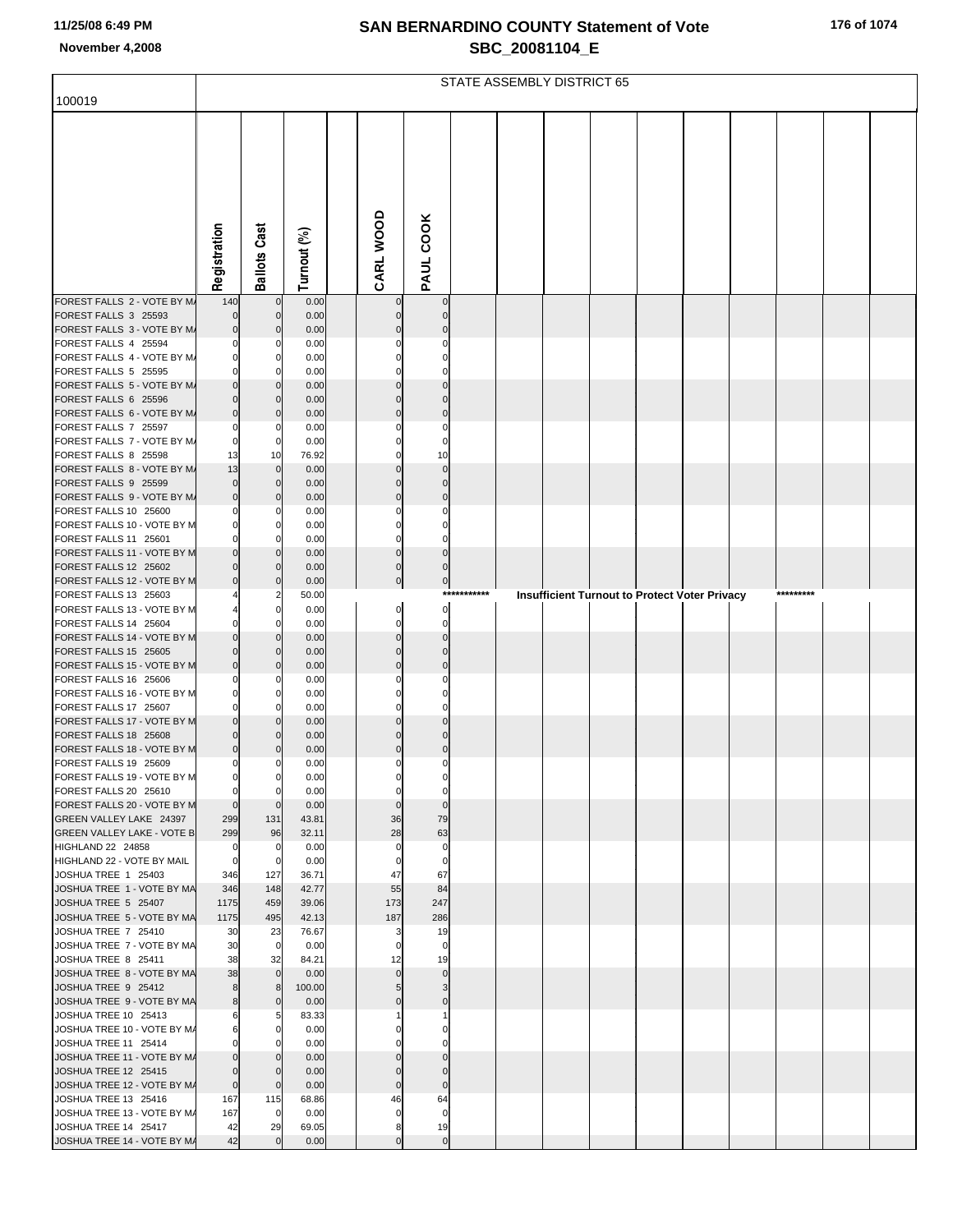# SAN BERNARDINO COUNTY Statement of Vote

November 4,2008

SBC_20081104_E

## STATE ASSEMBLY DISTRICT 65

100019

| | Registration | Ballots Cast | Turnout (%) | | CARL WOOD | PAUL COOK |
|---|---|---|---|---|---|---|
| FOREST FALLS 2 - VOTE BY MA | 140 | 0 | 0.00 | | 0 | 0 |
| FOREST FALLS 3 25593 | 0 | 0 | 0.00 | | 0 | 0 |
| FOREST FALLS 3 - VOTE BY MA | 0 | 0 | 0.00 | | 0 | 0 |
| FOREST FALLS 4 25594 | 0 | 0 | 0.00 | | 0 | 0 |
| FOREST FALLS 4 - VOTE BY MA | 0 | 0 | 0.00 | | 0 | 0 |
| FOREST FALLS 5 25595 | 0 | 0 | 0.00 | | 0 | 0 |
| FOREST FALLS 5 - VOTE BY MA | 0 | 0 | 0.00 | | 0 | 0 |
| FOREST FALLS 6 25596 | 0 | 0 | 0.00 | | 0 | 0 |
| FOREST FALLS 6 - VOTE BY MA | 0 | 0 | 0.00 | | 0 | 0 |
| FOREST FALLS 7 25597 | 0 | 0 | 0.00 | | 0 | 0 |
| FOREST FALLS 7 - VOTE BY MA | 0 | 0 | 0.00 | | 0 | 0 |
| FOREST FALLS 8 25598 | 13 | 10 | 76.92 | | 0 | 10 |
| FOREST FALLS 8 - VOTE BY MA | 13 | 0 | 0.00 | | 0 | 0 |
| FOREST FALLS 9 25599 | 0 | 0 | 0.00 | | 0 | 0 |
| FOREST FALLS 9 - VOTE BY MA | 0 | 0 | 0.00 | | 0 | 0 |
| FOREST FALLS 10 25600 | 0 | 0 | 0.00 | | 0 | 0 |
| FOREST FALLS 10 - VOTE BY M | 0 | 0 | 0.00 | | 0 | 0 |
| FOREST FALLS 11 25601 | 0 | 0 | 0.00 | | 0 | 0 |
| FOREST FALLS 11 - VOTE BY M | 0 | 0 | 0.00 | | 0 | 0 |
| FOREST FALLS 12 25602 | 0 | 0 | 0.00 | | 0 | 0 |
| FOREST FALLS 12 - VOTE BY M | 0 | 0 | 0.00 | | 0 | 0 |
| FOREST FALLS 13 25603 | 4 | 2 | 50.00 | | *********** Insufficient Turnout to Protect Voter Privacy ********* | |
| FOREST FALLS 13 - VOTE BY M | 4 | 0 | 0.00 | | 0 | 0 |
| FOREST FALLS 14 25604 | 0 | 0 | 0.00 | | 0 | 0 |
| FOREST FALLS 14 - VOTE BY M | 0 | 0 | 0.00 | | 0 | 0 |
| FOREST FALLS 15 25605 | 0 | 0 | 0.00 | | 0 | 0 |
| FOREST FALLS 15 - VOTE BY M | 0 | 0 | 0.00 | | 0 | 0 |
| FOREST FALLS 16 25606 | 0 | 0 | 0.00 | | 0 | 0 |
| FOREST FALLS 16 - VOTE BY M | 0 | 0 | 0.00 | | 0 | 0 |
| FOREST FALLS 17 25607 | 0 | 0 | 0.00 | | 0 | 0 |
| FOREST FALLS 17 - VOTE BY M | 0 | 0 | 0.00 | | 0 | 0 |
| FOREST FALLS 18 25608 | 0 | 0 | 0.00 | | 0 | 0 |
| FOREST FALLS 18 - VOTE BY M | 0 | 0 | 0.00 | | 0 | 0 |
| FOREST FALLS 19 25609 | 0 | 0 | 0.00 | | 0 | 0 |
| FOREST FALLS 19 - VOTE BY M | 0 | 0 | 0.00 | | 0 | 0 |
| FOREST FALLS 20 25610 | 0 | 0 | 0.00 | | 0 | 0 |
| FOREST FALLS 20 - VOTE BY M | 0 | 0 | 0.00 | | 0 | 0 |
| GREEN VALLEY LAKE 24397 | 299 | 131 | 43.81 | | 36 | 79 |
| GREEN VALLEY LAKE - VOTE B | 299 | 96 | 32.11 | | 28 | 63 |
| HIGHLAND 22 24858 | 0 | 0 | 0.00 | | 0 | 0 |
| HIGHLAND 22 - VOTE BY MAIL | 0 | 0 | 0.00 | | 0 | 0 |
| JOSHUA TREE 1 25403 | 346 | 127 | 36.71 | | 47 | 67 |
| JOSHUA TREE 1 - VOTE BY MA | 346 | 148 | 42.77 | | 55 | 84 |
| JOSHUA TREE 5 25407 | 1175 | 459 | 39.06 | | 173 | 247 |
| JOSHUA TREE 5 - VOTE BY MA | 1175 | 495 | 42.13 | | 187 | 286 |
| JOSHUA TREE 7 25410 | 30 | 23 | 76.67 | | 3 | 19 |
| JOSHUA TREE 7 - VOTE BY MA | 30 | 0 | 0.00 | | 0 | 0 |
| JOSHUA TREE 8 25411 | 38 | 32 | 84.21 | | 12 | 19 |
| JOSHUA TREE 8 - VOTE BY MA | 38 | 0 | 0.00 | | 0 | 0 |
| JOSHUA TREE 9 25412 | 8 | 8 | 100.00 | | 5 | 3 |
| JOSHUA TREE 9 - VOTE BY MA | 8 | 0 | 0.00 | | 0 | 0 |
| JOSHUA TREE 10 25413 | 6 | 5 | 83.33 | | 1 | 1 |
| JOSHUA TREE 10 - VOTE BY MA | 6 | 0 | 0.00 | | 0 | 0 |
| JOSHUA TREE 11 25414 | 0 | 0 | 0.00 | | 0 | 0 |
| JOSHUA TREE 11 - VOTE BY MA | 0 | 0 | 0.00 | | 0 | 0 |
| JOSHUA TREE 12 25415 | 0 | 0 | 0.00 | | 0 | 0 |
| JOSHUA TREE 12 - VOTE BY MA | 0 | 0 | 0.00 | | 0 | 0 |
| JOSHUA TREE 13 25416 | 167 | 115 | 68.86 | | 46 | 64 |
| JOSHUA TREE 13 - VOTE BY MA | 167 | 0 | 0.00 | | 0 | 0 |
| JOSHUA TREE 14 25417 | 42 | 29 | 69.05 | | 8 | 19 |
| JOSHUA TREE 14 - VOTE BY MA | 42 | 0 | 0.00 | | 0 | 0 |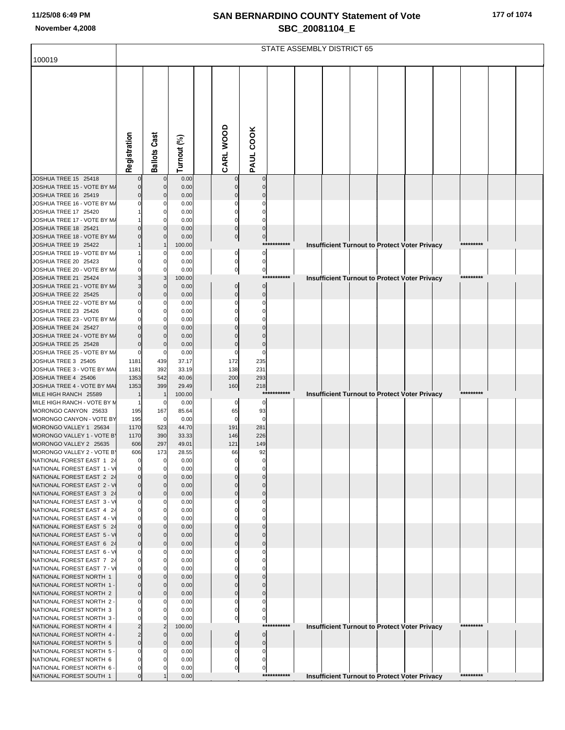# SAN BERNARDINO COUNTY Statement of Vote

## SBC_20081104_E

November 4,2008

### STATE ASSEMBLY DISTRICT 65

100019

| | Registration | Ballots Cast | Turnout (%) | | CARL WOOD | PAUL COOK | | | | | | | | | | |
|---|---|---|---|---|---|---|---|---|---|---|---|---|---|---|---|---|
| JOSHUA TREE 15 25418 | 0 | 0 | 0.00 | | 0 | 0 | | | | | | | | | | |
| JOSHUA TREE 15 - VOTE BY MA | 0 | 0 | 0.00 | | 0 | 0 | | | | | | | | | | |
| JOSHUA TREE 16 25419 | 0 | 0 | 0.00 | | 0 | 0 | | | | | | | | | | |
| JOSHUA TREE 16 - VOTE BY MA | 0 | 0 | 0.00 | | 0 | 0 | | | | | | | | | | |
| JOSHUA TREE 17 25420 | 1 | 0 | 0.00 | | 0 | 0 | | | | | | | | | | |
| JOSHUA TREE 17 - VOTE BY MA | 1 | 0 | 0.00 | | 0 | 0 | | | | | | | | | | |
| JOSHUA TREE 18 25421 | 0 | 0 | 0.00 | | 0 | 0 | | | | | | | | | | |
| JOSHUA TREE 18 - VOTE BY MA | 0 | 0 | 0.00 | | 0 | 0 | | | | | | | | | | |
| JOSHUA TREE 19 25422 | 1 | 1 | 100.00 | | | *********** | | Insufficient Turnout to Protect Voter Privacy | | | | | | ********* | | |
| JOSHUA TREE 19 - VOTE BY MA | 1 | 0 | 0.00 | | 0 | 0 | | | | | | | | | | |
| JOSHUA TREE 20 25423 | 0 | 0 | 0.00 | | 0 | 0 | | | | | | | | | | |
| JOSHUA TREE 20 - VOTE BY MA | 0 | 0 | 0.00 | | 0 | 0 | | | | | | | | | | |
| JOSHUA TREE 21 25424 | 3 | 3 | 100.00 | | | *********** | | Insufficient Turnout to Protect Voter Privacy | | | | | | ********* | | |
| JOSHUA TREE 21 - VOTE BY MA | 3 | 0 | 0.00 | | 0 | 0 | | | | | | | | | | |
| JOSHUA TREE 22 25425 | 0 | 0 | 0.00 | | 0 | 0 | | | | | | | | | | |
| JOSHUA TREE 22 - VOTE BY MA | 0 | 0 | 0.00 | | 0 | 0 | | | | | | | | | | |
| JOSHUA TREE 23 25426 | 0 | 0 | 0.00 | | 0 | 0 | | | | | | | | | | |
| JOSHUA TREE 23 - VOTE BY MA | 0 | 0 | 0.00 | | 0 | 0 | | | | | | | | | | |
| JOSHUA TREE 24 25427 | 0 | 0 | 0.00 | | 0 | 0 | | | | | | | | | | |
| JOSHUA TREE 24 - VOTE BY MA | 0 | 0 | 0.00 | | 0 | 0 | | | | | | | | | | |
| JOSHUA TREE 25 25428 | 0 | 0 | 0.00 | | 0 | 0 | | | | | | | | | | |
| JOSHUA TREE 25 - VOTE BY MA | 0 | 0 | 0.00 | | 0 | 0 | | | | | | | | | | |
| JOSHUA TREE 3 25405 | 1181 | 439 | 37.17 | | 172 | 235 | | | | | | | | | | |
| JOSHUA TREE 3 - VOTE BY MAI | 1181 | 392 | 33.19 | | 138 | 231 | | | | | | | | | | |
| JOSHUA TREE 4 25406 | 1353 | 542 | 40.06 | | 200 | 293 | | | | | | | | | | |
| JOSHUA TREE 4 - VOTE BY MAI | 1353 | 399 | 29.49 | | 160 | 218 | | | | | | | | | | |
| MILE HIGH RANCH 25589 | 1 | 1 | 100.00 | | | *********** | | Insufficient Turnout to Protect Voter Privacy | | | | | | ********* | | |
| MILE HIGH RANCH - VOTE BY M | 1 | 0 | 0.00 | | 0 | 0 | | | | | | | | | | |
| MORONGO CANYON 25633 | 195 | 167 | 85.64 | | 65 | 93 | | | | | | | | | | |
| MORONGO CANYON - VOTE BY | 195 | 0 | 0.00 | | 0 | 0 | | | | | | | | | | |
| MORONGO VALLEY 1 25634 | 1170 | 523 | 44.70 | | 191 | 281 | | | | | | | | | | |
| MORONGO VALLEY 1 - VOTE BY | 1170 | 390 | 33.33 | | 146 | 226 | | | | | | | | | | |
| MORONGO VALLEY 2 25635 | 606 | 297 | 49.01 | | 121 | 149 | | | | | | | | | | |
| MORONGO VALLEY 2 - VOTE BY | 606 | 173 | 28.55 | | 66 | 92 | | | | | | | | | | |
| NATIONAL FOREST EAST 1 24 | 0 | 0 | 0.00 | | 0 | 0 | | | | | | | | | | |
| NATIONAL FOREST EAST 1 - V | 0 | 0 | 0.00 | | 0 | 0 | | | | | | | | | | |
| NATIONAL FOREST EAST 2 24 | 0 | 0 | 0.00 | | 0 | 0 | | | | | | | | | | |
| NATIONAL FOREST EAST 2 - V | 0 | 0 | 0.00 | | 0 | 0 | | | | | | | | | | |
| NATIONAL FOREST EAST 3 24 | 0 | 0 | 0.00 | | 0 | 0 | | | | | | | | | | |
| NATIONAL FOREST EAST 3 - V | 0 | 0 | 0.00 | | 0 | 0 | | | | | | | | | | |
| NATIONAL FOREST EAST 4 24 | 0 | 0 | 0.00 | | 0 | 0 | | | | | | | | | | |
| NATIONAL FOREST EAST 4 - V | 0 | 0 | 0.00 | | 0 | 0 | | | | | | | | | | |
| NATIONAL FOREST EAST 5 24 | 0 | 0 | 0.00 | | 0 | 0 | | | | | | | | | | |
| NATIONAL FOREST EAST 5 - V | 0 | 0 | 0.00 | | 0 | 0 | | | | | | | | | | |
| NATIONAL FOREST EAST 6 24 | 0 | 0 | 0.00 | | 0 | 0 | | | | | | | | | | |
| NATIONAL FOREST EAST 6 - V | 0 | 0 | 0.00 | | 0 | 0 | | | | | | | | | | |
| NATIONAL FOREST EAST 7 24 | 0 | 0 | 0.00 | | 0 | 0 | | | | | | | | | | |
| NATIONAL FOREST EAST 7 - V | 0 | 0 | 0.00 | | 0 | 0 | | | | | | | | | | |
| NATIONAL FOREST NORTH 1 | 0 | 0 | 0.00 | | 0 | 0 | | | | | | | | | | |
| NATIONAL FOREST NORTH 1 - | 0 | 0 | 0.00 | | 0 | 0 | | | | | | | | | | |
| NATIONAL FOREST NORTH 2 | 0 | 0 | 0.00 | | 0 | 0 | | | | | | | | | | |
| NATIONAL FOREST NORTH 2 - | 0 | 0 | 0.00 | | 0 | 0 | | | | | | | | | | |
| NATIONAL FOREST NORTH 3 | 0 | 0 | 0.00 | | 0 | 0 | | | | | | | | | | |
| NATIONAL FOREST NORTH 3 - | 0 | 0 | 0.00 | | 0 | 0 | | | | | | | | | | |
| NATIONAL FOREST NORTH 4 | 2 | 2 | 100.00 | | | *********** | | Insufficient Turnout to Protect Voter Privacy | | | | | | ********* | | |
| NATIONAL FOREST NORTH 4 - | 2 | 0 | 0.00 | | 0 | 0 | | | | | | | | | | |
| NATIONAL FOREST NORTH 5 | 0 | 0 | 0.00 | | 0 | 0 | | | | | | | | | | |
| NATIONAL FOREST NORTH 5 - | 0 | 0 | 0.00 | | 0 | 0 | | | | | | | | | | |
| NATIONAL FOREST NORTH 6 | 0 | 0 | 0.00 | | 0 | 0 | | | | | | | | | | |
| NATIONAL FOREST NORTH 6 - | 0 | 0 | 0.00 | | 0 | 0 | | | | | | | | | | |
| NATIONAL FOREST SOUTH 1 | 0 | 1 | 0.00 | | | *********** | | Insufficient Turnout to Protect Voter Privacy | | | | | | ********* | | |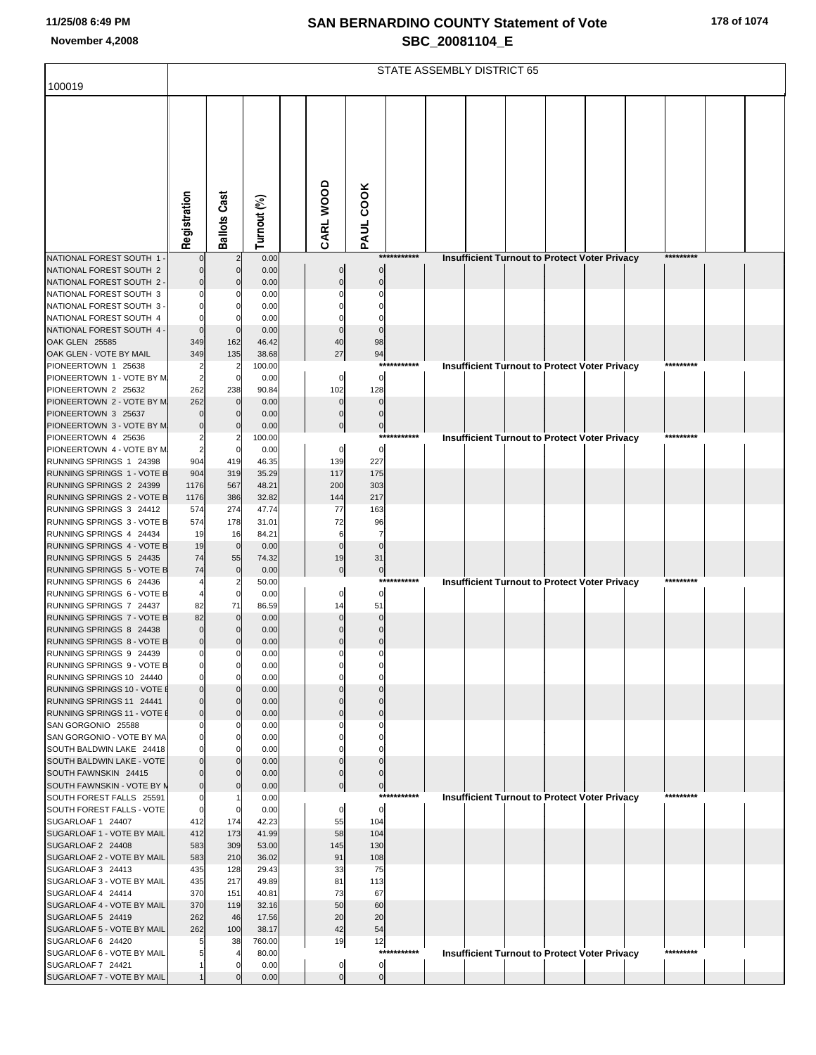# SAN BERNARDINO COUNTY Statement of Vote

## SBC_20081104_E

November 4,2008

11/25/08 6:49 PM

### STATE ASSEMBLY DISTRICT 65

100019

| | Registration | Ballots Cast | Turnout (%) | CARL WOOD | PAUL COOK |
|---|---|---|---|---|---|
| NATIONAL FOREST SOUTH 1 - | 0 | 2 | 0.00 | *********** Insufficient Turnout to Protect Voter Privacy ********* | |
| NATIONAL FOREST SOUTH 2 | 0 | 0 | 0.00 | 0 | 0 |
| NATIONAL FOREST SOUTH 2 - | 0 | 0 | 0.00 | 0 | 0 |
| NATIONAL FOREST SOUTH 3 | 0 | 0 | 0.00 | 0 | 0 |
| NATIONAL FOREST SOUTH 3 - | 0 | 0 | 0.00 | 0 | 0 |
| NATIONAL FOREST SOUTH 4 | 0 | 0 | 0.00 | 0 | 0 |
| NATIONAL FOREST SOUTH 4 - | 0 | 0 | 0.00 | 0 | 0 |
| OAK GLEN 25585 | 349 | 162 | 46.42 | 40 | 98 |
| OAK GLEN - VOTE BY MAIL | 349 | 135 | 38.68 | 27 | 94 |
| PIONEERTOWN 1 25638 | 2 | 2 | 100.00 | *********** Insufficient Turnout to Protect Voter Privacy ********* | |
| PIONEERTOWN 1 - VOTE BY M | 2 | 0 | 0.00 | 0 | 0 |
| PIONEERTOWN 2 25632 | 262 | 238 | 90.84 | 102 | 128 |
| PIONEERTOWN 2 - VOTE BY M | 262 | 0 | 0.00 | 0 | 0 |
| PIONEERTOWN 3 25637 | 0 | 0 | 0.00 | 0 | 0 |
| PIONEERTOWN 3 - VOTE BY M | 0 | 0 | 0.00 | 0 | 0 |
| PIONEERTOWN 4 25636 | 2 | 2 | 100.00 | *********** Insufficient Turnout to Protect Voter Privacy ********* | |
| PIONEERTOWN 4 - VOTE BY M | 2 | 0 | 0.00 | 0 | 0 |
| RUNNING SPRINGS 1 24398 | 904 | 419 | 46.35 | 139 | 227 |
| RUNNING SPRINGS 1 - VOTE B | 904 | 319 | 35.29 | 117 | 175 |
| RUNNING SPRINGS 2 24399 | 1176 | 567 | 48.21 | 200 | 303 |
| RUNNING SPRINGS 2 - VOTE B | 1176 | 386 | 32.82 | 144 | 217 |
| RUNNING SPRINGS 3 24412 | 574 | 274 | 47.74 | 77 | 163 |
| RUNNING SPRINGS 3 - VOTE B | 574 | 178 | 31.01 | 72 | 96 |
| RUNNING SPRINGS 4 24434 | 19 | 16 | 84.21 | 6 | 7 |
| RUNNING SPRINGS 4 - VOTE B | 19 | 0 | 0.00 | 0 | 0 |
| RUNNING SPRINGS 5 24435 | 74 | 55 | 74.32 | 19 | 31 |
| RUNNING SPRINGS 5 - VOTE B | 74 | 0 | 0.00 | 0 | 0 |
| RUNNING SPRINGS 6 24436 | 4 | 2 | 50.00 | *********** Insufficient Turnout to Protect Voter Privacy ********* | |
| RUNNING SPRINGS 6 - VOTE B | 4 | 0 | 0.00 | 0 | 0 |
| RUNNING SPRINGS 7 24437 | 82 | 71 | 86.59 | 14 | 51 |
| RUNNING SPRINGS 7 - VOTE B | 82 | 0 | 0.00 | 0 | 0 |
| RUNNING SPRINGS 8 24438 | 0 | 0 | 0.00 | 0 | 0 |
| RUNNING SPRINGS 8 - VOTE B | 0 | 0 | 0.00 | 0 | 0 |
| RUNNING SPRINGS 9 24439 | 0 | 0 | 0.00 | 0 | 0 |
| RUNNING SPRINGS 9 - VOTE B | 0 | 0 | 0.00 | 0 | 0 |
| RUNNING SPRINGS 10 24440 | 0 | 0 | 0.00 | 0 | 0 |
| RUNNING SPRINGS 10 - VOTE B | 0 | 0 | 0.00 | 0 | 0 |
| RUNNING SPRINGS 11 24441 | 0 | 0 | 0.00 | 0 | 0 |
| RUNNING SPRINGS 11 - VOTE B | 0 | 0 | 0.00 | 0 | 0 |
| SAN GORGONIO 25588 | 0 | 0 | 0.00 | 0 | 0 |
| SAN GORGONIO - VOTE BY MA | 0 | 0 | 0.00 | 0 | 0 |
| SOUTH BALDWIN LAKE 24418 | 0 | 0 | 0.00 | 0 | 0 |
| SOUTH BALDWIN LAKE - VOTE | 0 | 0 | 0.00 | 0 | 0 |
| SOUTH FAWNSKIN 24415 | 0 | 0 | 0.00 | 0 | 0 |
| SOUTH FAWNSKIN - VOTE BY M | 0 | 0 | 0.00 | 0 | 0 |
| SOUTH FOREST FALLS 25591 | 0 | 1 | 0.00 | *********** Insufficient Turnout to Protect Voter Privacy ********* | |
| SOUTH FOREST FALLS - VOTE | 0 | 0 | 0.00 | 0 | 0 |
| SUGARLOAF 1 24407 | 412 | 174 | 42.23 | 55 | 104 |
| SUGARLOAF 1 - VOTE BY MAIL | 412 | 173 | 41.99 | 58 | 104 |
| SUGARLOAF 2 24408 | 583 | 309 | 53.00 | 145 | 130 |
| SUGARLOAF 2 - VOTE BY MAIL | 583 | 210 | 36.02 | 91 | 108 |
| SUGARLOAF 3 24413 | 435 | 128 | 29.43 | 33 | 75 |
| SUGARLOAF 3 - VOTE BY MAIL | 435 | 217 | 49.89 | 81 | 113 |
| SUGARLOAF 4 24414 | 370 | 151 | 40.81 | 73 | 67 |
| SUGARLOAF 4 - VOTE BY MAIL | 370 | 119 | 32.16 | 50 | 60 |
| SUGARLOAF 5 24419 | 262 | 46 | 17.56 | 20 | 20 |
| SUGARLOAF 5 - VOTE BY MAIL | 262 | 100 | 38.17 | 42 | 54 |
| SUGARLOAF 6 24420 | 5 | 38 | 760.00 | 19 | 12 |
| SUGARLOAF 6 - VOTE BY MAIL | 5 | 4 | 80.00 | *********** Insufficient Turnout to Protect Voter Privacy ********* | |
| SUGARLOAF 7 24421 | 1 | 0 | 0.00 | 0 | 0 |
| SUGARLOAF 7 - VOTE BY MAIL | 1 | 0 | 0.00 | 0 | 0 |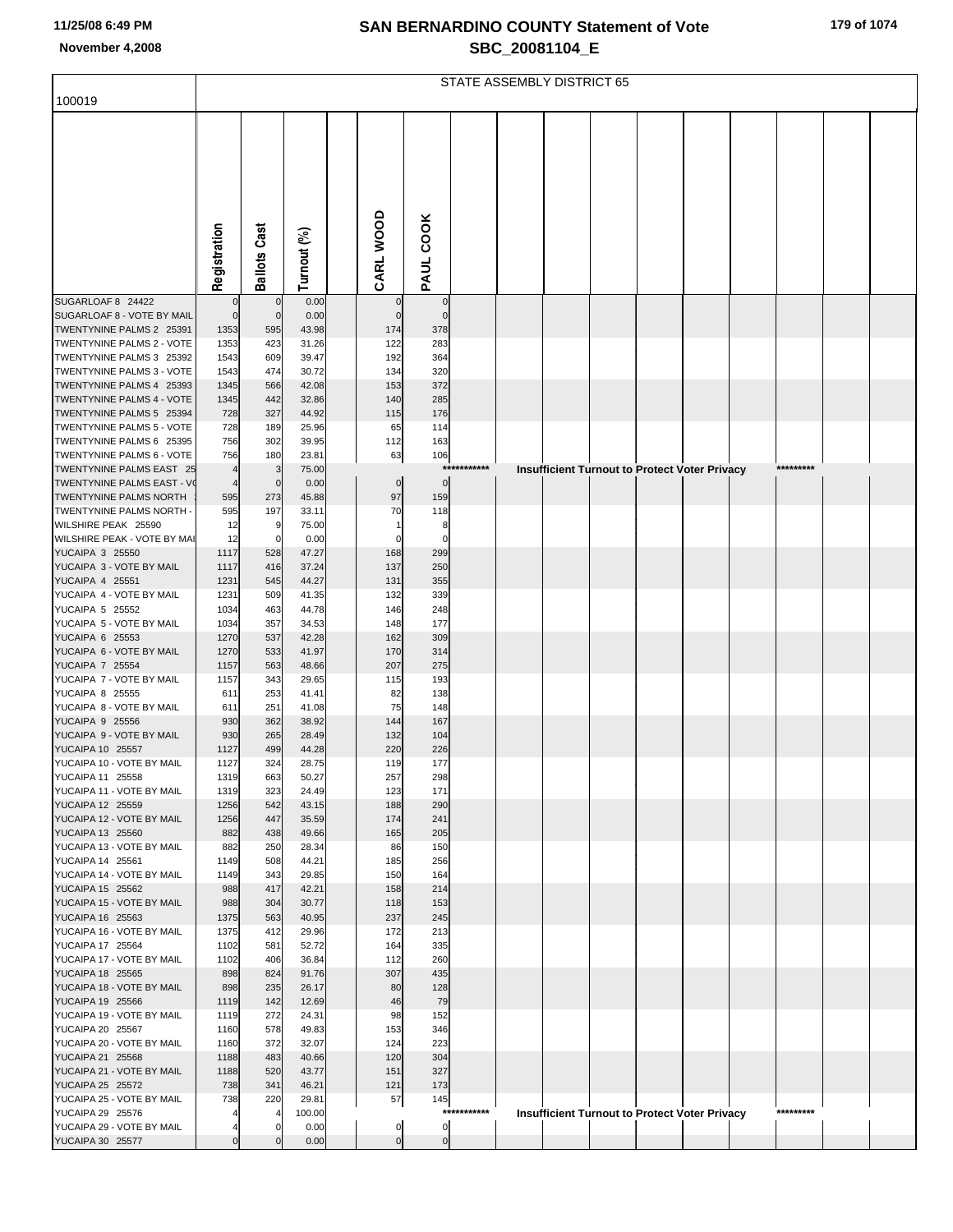# SAN BERNARDINO COUNTY Statement of Vote
## SBC_20081104_E

November 4,2008

100019

STATE ASSEMBLY DISTRICT 65

| | Registration | Ballots Cast | Turnout (%) | | CARL WOOD | PAUL COOK | | | | | | | | | | |
|---|---|---|---|---|---|---|---|---|---|---|---|---|---|---|---|---|
| SUGARLOAF 8 24422 | 0 | 0 | 0.00 | | 0 | 0 | | | | | | | | | | |
| SUGARLOAF 8 - VOTE BY MAIL | 0 | 0 | 0.00 | | 0 | 0 | | | | | | | | | | |
| TWENTYNINE PALMS 2 25391 | 1353 | 595 | 43.98 | | 174 | 378 | | | | | | | | | | |
| TWENTYNINE PALMS 2 - VOTE | 1353 | 423 | 31.26 | | 122 | 283 | | | | | | | | | | |
| TWENTYNINE PALMS 3 25392 | 1543 | 609 | 39.47 | | 192 | 364 | | | | | | | | | | |
| TWENTYNINE PALMS 3 - VOTE | 1543 | 474 | 30.72 | | 134 | 320 | | | | | | | | | | |
| TWENTYNINE PALMS 4 25393 | 1345 | 566 | 42.08 | | 153 | 372 | | | | | | | | | | |
| TWENTYNINE PALMS 4 - VOTE | 1345 | 442 | 32.86 | | 140 | 285 | | | | | | | | | | |
| TWENTYNINE PALMS 5 25394 | 728 | 327 | 44.92 | | 115 | 176 | | | | | | | | | | |
| TWENTYNINE PALMS 5 - VOTE | 728 | 189 | 25.96 | | 65 | 114 | | | | | | | | | | |
| TWENTYNINE PALMS 6 25395 | 756 | 302 | 39.95 | | 112 | 163 | | | | | | | | | | |
| TWENTYNINE PALMS 6 - VOTE | 756 | 180 | 23.81 | | 63 | 106 | | | | | | | | | | |
| TWENTYNINE PALMS EAST 25 | 4 | 3 | 75.00 | | | | *********** | Insufficient Turnout to Protect Voter Privacy | | | | | | ********* | | |
| TWENTYNINE PALMS EAST - VO | 4 | 0 | 0.00 | | 0 | 0 | | | | | | | | | | |
| TWENTYNINE PALMS NORTH | 595 | 273 | 45.88 | | 97 | 159 | | | | | | | | | | |
| TWENTYNINE PALMS NORTH - | 595 | 197 | 33.11 | | 70 | 118 | | | | | | | | | | |
| WILSHIRE PEAK 25590 | 12 | 9 | 75.00 | | 1 | 8 | | | | | | | | | | |
| WILSHIRE PEAK - VOTE BY MAI | 12 | 0 | 0.00 | | 0 | 0 | | | | | | | | | | |
| YUCAIPA 3 25550 | 1117 | 528 | 47.27 | | 168 | 299 | | | | | | | | | | |
| YUCAIPA 3 - VOTE BY MAIL | 1117 | 416 | 37.24 | | 137 | 250 | | | | | | | | | | |
| YUCAIPA 4 25551 | 1231 | 545 | 44.27 | | 131 | 355 | | | | | | | | | | |
| YUCAIPA 4 - VOTE BY MAIL | 1231 | 509 | 41.35 | | 132 | 339 | | | | | | | | | | |
| YUCAIPA 5 25552 | 1034 | 463 | 44.78 | | 146 | 248 | | | | | | | | | | |
| YUCAIPA 5 - VOTE BY MAIL | 1034 | 357 | 34.53 | | 148 | 177 | | | | | | | | | | |
| YUCAIPA 6 25553 | 1270 | 537 | 42.28 | | 162 | 309 | | | | | | | | | | |
| YUCAIPA 6 - VOTE BY MAIL | 1270 | 533 | 41.97 | | 170 | 314 | | | | | | | | | | |
| YUCAIPA 7 25554 | 1157 | 563 | 48.66 | | 207 | 275 | | | | | | | | | | |
| YUCAIPA 7 - VOTE BY MAIL | 1157 | 343 | 29.65 | | 115 | 193 | | | | | | | | | | |
| YUCAIPA 8 25555 | 611 | 253 | 41.41 | | 82 | 138 | | | | | | | | | | |
| YUCAIPA 8 - VOTE BY MAIL | 611 | 251 | 41.08 | | 75 | 148 | | | | | | | | | | |
| YUCAIPA 9 25556 | 930 | 362 | 38.92 | | 144 | 167 | | | | | | | | | | |
| YUCAIPA 9 - VOTE BY MAIL | 930 | 265 | 28.49 | | 132 | 104 | | | | | | | | | | |
| YUCAIPA 10 25557 | 1127 | 499 | 44.28 | | 220 | 226 | | | | | | | | | | |
| YUCAIPA 10 - VOTE BY MAIL | 1127 | 324 | 28.75 | | 119 | 177 | | | | | | | | | | |
| YUCAIPA 11 25558 | 1319 | 663 | 50.27 | | 257 | 298 | | | | | | | | | | |
| YUCAIPA 11 - VOTE BY MAIL | 1319 | 323 | 24.49 | | 123 | 171 | | | | | | | | | | |
| YUCAIPA 12 25559 | 1256 | 542 | 43.15 | | 188 | 290 | | | | | | | | | | |
| YUCAIPA 12 - VOTE BY MAIL | 1256 | 447 | 35.59 | | 174 | 241 | | | | | | | | | | |
| YUCAIPA 13 25560 | 882 | 438 | 49.66 | | 165 | 205 | | | | | | | | | | |
| YUCAIPA 13 - VOTE BY MAIL | 882 | 250 | 28.34 | | 86 | 150 | | | | | | | | | | |
| YUCAIPA 14 25561 | 1149 | 508 | 44.21 | | 185 | 256 | | | | | | | | | | |
| YUCAIPA 14 - VOTE BY MAIL | 1149 | 343 | 29.85 | | 150 | 164 | | | | | | | | | | |
| YUCAIPA 15 25562 | 988 | 417 | 42.21 | | 158 | 214 | | | | | | | | | | |
| YUCAIPA 15 - VOTE BY MAIL | 988 | 304 | 30.77 | | 118 | 153 | | | | | | | | | | |
| YUCAIPA 16 25563 | 1375 | 563 | 40.95 | | 237 | 245 | | | | | | | | | | |
| YUCAIPA 16 - VOTE BY MAIL | 1375 | 412 | 29.96 | | 172 | 213 | | | | | | | | | | |
| YUCAIPA 17 25564 | 1102 | 581 | 52.72 | | 164 | 335 | | | | | | | | | | |
| YUCAIPA 17 - VOTE BY MAIL | 1102 | 406 | 36.84 | | 112 | 260 | | | | | | | | | | |
| YUCAIPA 18 25565 | 898 | 824 | 91.76 | | 307 | 435 | | | | | | | | | | |
| YUCAIPA 18 - VOTE BY MAIL | 898 | 235 | 26.17 | | 80 | 128 | | | | | | | | | | |
| YUCAIPA 19 25566 | 1119 | 142 | 12.69 | | 46 | 79 | | | | | | | | | | |
| YUCAIPA 19 - VOTE BY MAIL | 1119 | 272 | 24.31 | | 98 | 152 | | | | | | | | | | |
| YUCAIPA 20 25567 | 1160 | 578 | 49.83 | | 153 | 346 | | | | | | | | | | |
| YUCAIPA 20 - VOTE BY MAIL | 1160 | 372 | 32.07 | | 124 | 223 | | | | | | | | | | |
| YUCAIPA 21 25568 | 1188 | 483 | 40.66 | | 120 | 304 | | | | | | | | | | |
| YUCAIPA 21 - VOTE BY MAIL | 1188 | 520 | 43.77 | | 151 | 327 | | | | | | | | | | |
| YUCAIPA 25 25572 | 738 | 341 | 46.21 | | 121 | 173 | | | | | | | | | | |
| YUCAIPA 25 - VOTE BY MAIL | 738 | 220 | 29.81 | | 57 | 145 | | | | | | | | | | |
| YUCAIPA 29 25576 | 4 | 4 | 100.00 | | | | *********** | Insufficient Turnout to Protect Voter Privacy | | | | | | ********* | | |
| YUCAIPA 29 - VOTE BY MAIL | 4 | 0 | 0.00 | | 0 | 0 | | | | | | | | | | |
| YUCAIPA 30 25577 | 0 | 0 | 0.00 | | 0 | 0 | | | | | | | | | | |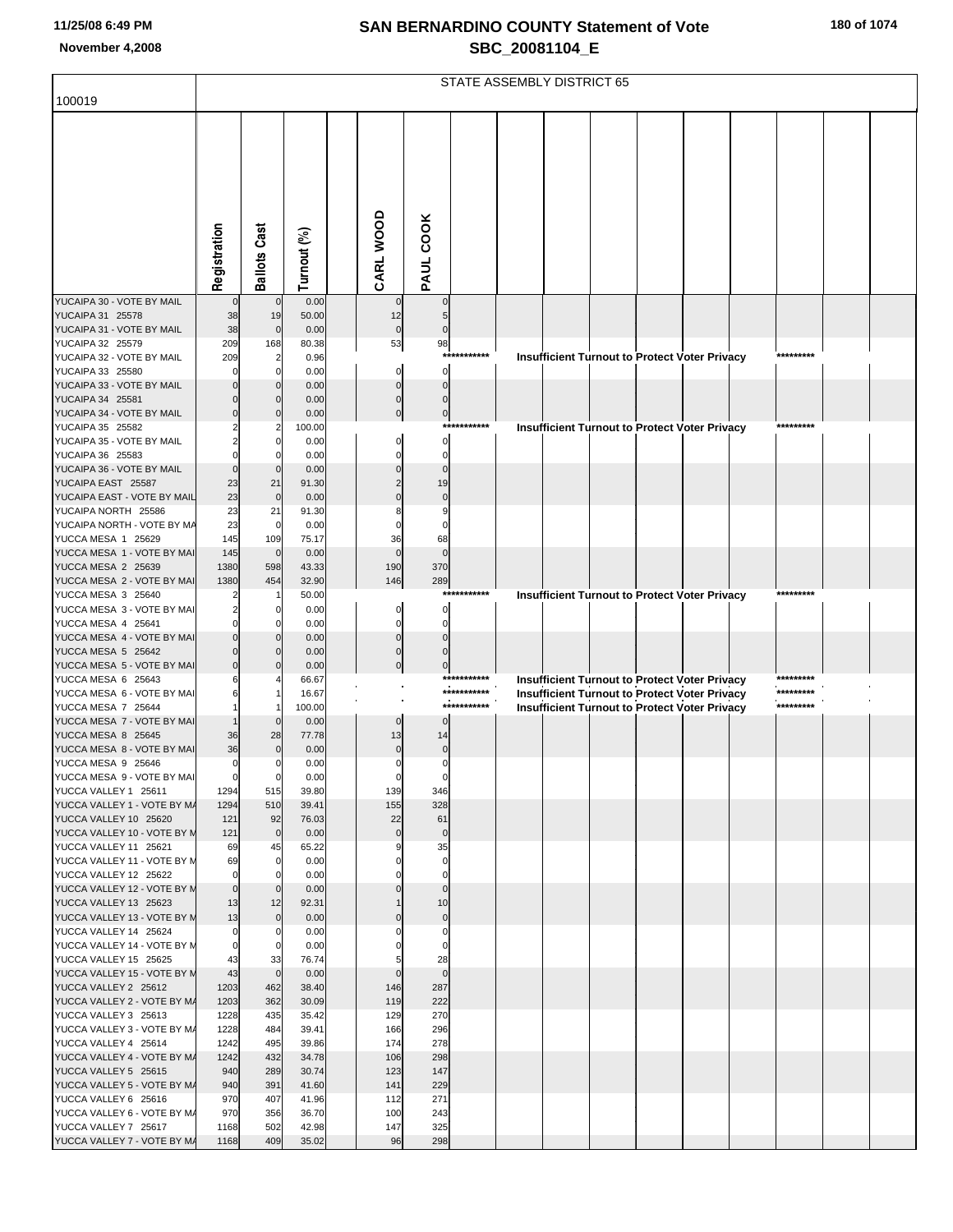# SAN BERNARDINO COUNTY Statement of Vote

## SBC_20081104_E

11/25/08 6:49 PM

November 4,2008

STATE ASSEMBLY DISTRICT 65

100019

| | Registration | Ballots Cast | Turnout (%) | CARL WOOD | PAUL COOK | |
|---|---|---|---|---|---|---|
| YUCAIPA 30 - VOTE BY MAIL | 0 | 0 | 0.00 | 0 | 0 | |
| YUCAIPA 31 25578 | 38 | 19 | 50.00 | 12 | 5 | |
| YUCAIPA 31 - VOTE BY MAIL | 38 | 0 | 0.00 | 0 | 0 | |
| YUCAIPA 32 25579 | 209 | 168 | 80.38 | 53 | 98 | |
| YUCAIPA 32 - VOTE BY MAIL | 209 | 2 | 0.96 | | *********** | Insufficient Turnout to Protect Voter Privacy ********* |
| YUCAIPA 33 25580 | 0 | 0 | 0.00 | 0 | 0 | |
| YUCAIPA 33 - VOTE BY MAIL | 0 | 0 | 0.00 | 0 | 0 | |
| YUCAIPA 34 25581 | 0 | 0 | 0.00 | 0 | 0 | |
| YUCAIPA 34 - VOTE BY MAIL | 0 | 0 | 0.00 | 0 | 0 | |
| YUCAIPA 35 25582 | 2 | 2 | 100.00 | | *********** | Insufficient Turnout to Protect Voter Privacy ********* |
| YUCAIPA 35 - VOTE BY MAIL | 2 | 0 | 0.00 | 0 | 0 | |
| YUCAIPA 36 25583 | 0 | 0 | 0.00 | 0 | 0 | |
| YUCAIPA 36 - VOTE BY MAIL | 0 | 0 | 0.00 | 0 | 0 | |
| YUCAIPA EAST 25587 | 23 | 21 | 91.30 | 2 | 19 | |
| YUCAIPA EAST - VOTE BY MAIL | 23 | 0 | 0.00 | 0 | 0 | |
| YUCAIPA NORTH 25586 | 23 | 21 | 91.30 | 8 | 9 | |
| YUCAIPA NORTH - VOTE BY MA | 23 | 0 | 0.00 | 0 | 0 | |
| YUCCA MESA 1 25629 | 145 | 109 | 75.17 | 36 | 68 | |
| YUCCA MESA 1 - VOTE BY MAI | 145 | 0 | 0.00 | 0 | 0 | |
| YUCCA MESA 2 25639 | 1380 | 598 | 43.33 | 190 | 370 | |
| YUCCA MESA 2 - VOTE BY MAI | 1380 | 454 | 32.90 | 146 | 289 | |
| YUCCA MESA 3 25640 | 2 | 1 | 50.00 | | *********** | Insufficient Turnout to Protect Voter Privacy ********* |
| YUCCA MESA 3 - VOTE BY MAI | 2 | 0 | 0.00 | 0 | 0 | |
| YUCCA MESA 4 25641 | 0 | 0 | 0.00 | 0 | 0 | |
| YUCCA MESA 4 - VOTE BY MAI | 0 | 0 | 0.00 | 0 | 0 | |
| YUCCA MESA 5 25642 | 0 | 0 | 0.00 | 0 | 0 | |
| YUCCA MESA 5 - VOTE BY MAI | 0 | 0 | 0.00 | 0 | 0 | |
| YUCCA MESA 6 25643 | 6 | 4 | 66.67 | | *********** | Insufficient Turnout to Protect Voter Privacy ********* |
| YUCCA MESA 6 - VOTE BY MAI | 6 | 1 | 16.67 | | *********** | Insufficient Turnout to Protect Voter Privacy ********* |
| YUCCA MESA 7 25644 | 1 | 1 | 100.00 | | *********** | Insufficient Turnout to Protect Voter Privacy ********* |
| YUCCA MESA 7 - VOTE BY MAI | 1 | 0 | 0.00 | 0 | 0 | |
| YUCCA MESA 8 25645 | 36 | 28 | 77.78 | 13 | 14 | |
| YUCCA MESA 8 - VOTE BY MAI | 36 | 0 | 0.00 | 0 | 0 | |
| YUCCA MESA 9 25646 | 0 | 0 | 0.00 | 0 | 0 | |
| YUCCA MESA 9 - VOTE BY MAI | 0 | 0 | 0.00 | 0 | 0 | |
| YUCCA VALLEY 1 25611 | 1294 | 515 | 39.80 | 139 | 346 | |
| YUCCA VALLEY 1 - VOTE BY MA | 1294 | 510 | 39.41 | 155 | 328 | |
| YUCCA VALLEY 10 25620 | 121 | 92 | 76.03 | 22 | 61 | |
| YUCCA VALLEY 10 - VOTE BY M | 121 | 0 | 0.00 | 0 | 0 | |
| YUCCA VALLEY 11 25621 | 69 | 45 | 65.22 | 9 | 35 | |
| YUCCA VALLEY 11 - VOTE BY M | 69 | 0 | 0.00 | 0 | 0 | |
| YUCCA VALLEY 12 25622 | 0 | 0 | 0.00 | 0 | 0 | |
| YUCCA VALLEY 12 - VOTE BY M | 0 | 0 | 0.00 | 0 | 0 | |
| YUCCA VALLEY 13 25623 | 13 | 12 | 92.31 | 1 | 10 | |
| YUCCA VALLEY 13 - VOTE BY M | 13 | 0 | 0.00 | 0 | 0 | |
| YUCCA VALLEY 14 25624 | 0 | 0 | 0.00 | 0 | 0 | |
| YUCCA VALLEY 14 - VOTE BY M | 0 | 0 | 0.00 | 0 | 0 | |
| YUCCA VALLEY 15 25625 | 43 | 33 | 76.74 | 5 | 28 | |
| YUCCA VALLEY 15 - VOTE BY M | 43 | 0 | 0.00 | 0 | 0 | |
| YUCCA VALLEY 2 25612 | 1203 | 462 | 38.40 | 146 | 287 | |
| YUCCA VALLEY 2 - VOTE BY MA | 1203 | 362 | 30.09 | 119 | 222 | |
| YUCCA VALLEY 3 25613 | 1228 | 435 | 35.42 | 129 | 270 | |
| YUCCA VALLEY 3 - VOTE BY MA | 1228 | 484 | 39.41 | 166 | 296 | |
| YUCCA VALLEY 4 25614 | 1242 | 495 | 39.86 | 174 | 278 | |
| YUCCA VALLEY 4 - VOTE BY MA | 1242 | 432 | 34.78 | 106 | 298 | |
| YUCCA VALLEY 5 25615 | 940 | 289 | 30.74 | 123 | 147 | |
| YUCCA VALLEY 5 - VOTE BY MA | 940 | 391 | 41.60 | 141 | 229 | |
| YUCCA VALLEY 6 25616 | 970 | 407 | 41.96 | 112 | 271 | |
| YUCCA VALLEY 6 - VOTE BY MA | 970 | 356 | 36.70 | 100 | 243 | |
| YUCCA VALLEY 7 25617 | 1168 | 502 | 42.98 | 147 | 325 | |
| YUCCA VALLEY 7 - VOTE BY MA | 1168 | 409 | 35.02 | 96 | 298 | |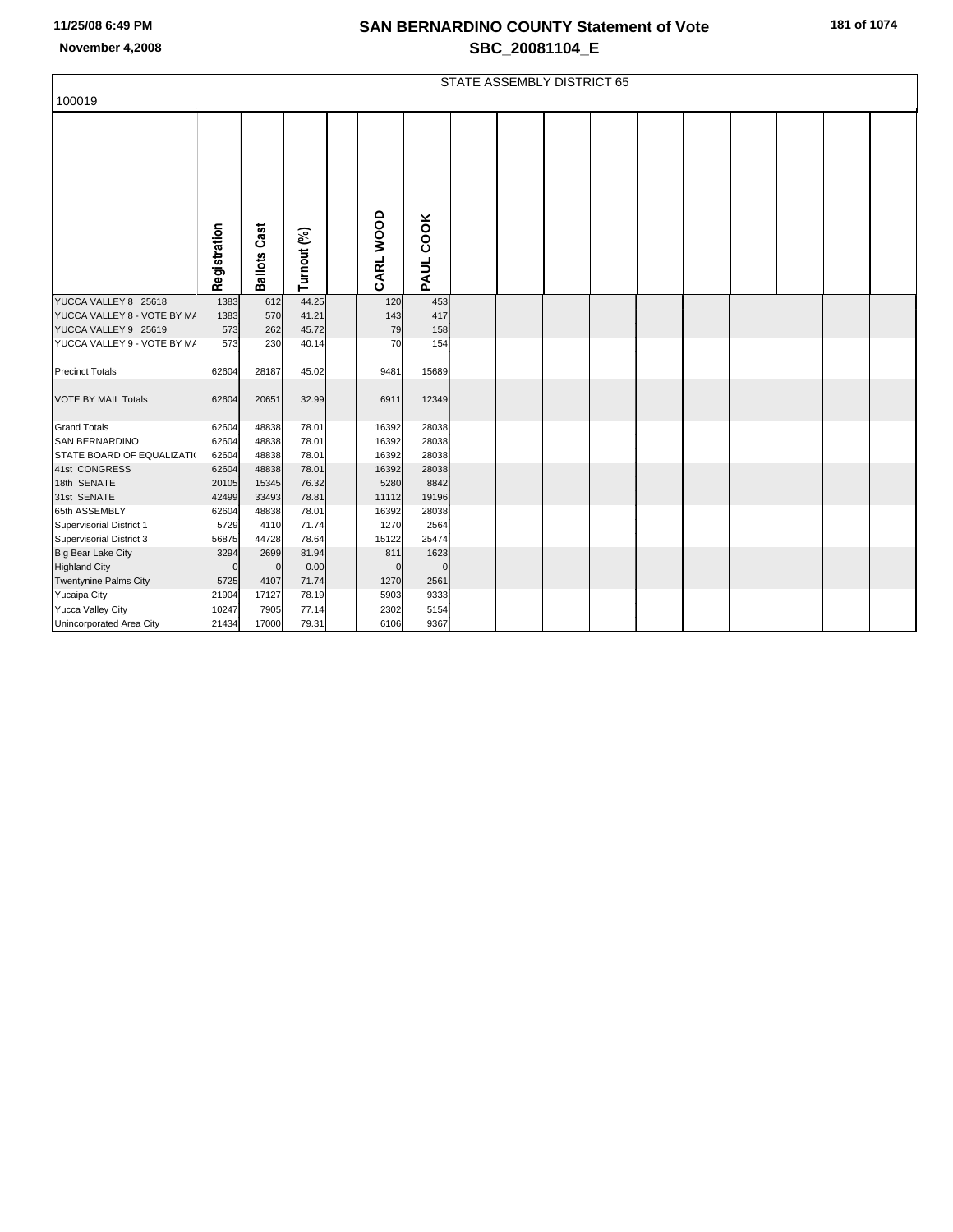# SAN BERNARDINO COUNTY Statement of Vote

## SBC_20081104_E

11/25/08 6:49 PM

November 4,2008

STATE ASSEMBLY DISTRICT 65

100019

| | Registration | Ballots Cast | Turnout (%) | | CARL WOOD | PAUL COOK |
|---|---|---|---|---|---|---|
| YUCCA VALLEY 8 25618 | 1383 | 612 | 44.25 | | 120 | 453 |
| YUCCA VALLEY 8 - VOTE BY MA | 1383 | 570 | 41.21 | | 143 | 417 |
| YUCCA VALLEY 9 25619 | 573 | 262 | 45.72 | | 79 | 158 |
| YUCCA VALLEY 9 - VOTE BY MA | 573 | 230 | 40.14 | | 70 | 154 |
| Precinct Totals | 62604 | 28187 | 45.02 | | 9481 | 15689 |
| VOTE BY MAIL Totals | 62604 | 20651 | 32.99 | | 6911 | 12349 |
| Grand Totals | 62604 | 48838 | 78.01 | | 16392 | 28038 |
| SAN BERNARDINO | 62604 | 48838 | 78.01 | | 16392 | 28038 |
| STATE BOARD OF EQUALIZATI | 62604 | 48838 | 78.01 | | 16392 | 28038 |
| 41st CONGRESS | 62604 | 48838 | 78.01 | | 16392 | 28038 |
| 18th SENATE | 20105 | 15345 | 76.32 | | 5280 | 8842 |
| 31st SENATE | 42499 | 33493 | 78.81 | | 11112 | 19196 |
| 65th ASSEMBLY | 62604 | 48838 | 78.01 | | 16392 | 28038 |
| Supervisorial District 1 | 5729 | 4110 | 71.74 | | 1270 | 2564 |
| Supervisorial District 3 | 56875 | 44728 | 78.64 | | 15122 | 25474 |
| Big Bear Lake City | 3294 | 2699 | 81.94 | | 811 | 1623 |
| Highland City | 0 | 0 | 0.00 | | 0 | 0 |
| Twentynine Palms City | 5725 | 4107 | 71.74 | | 1270 | 2561 |
| Yucaipa City | 21904 | 17127 | 78.19 | | 5903 | 9333 |
| Yucca Valley City | 10247 | 7905 | 77.14 | | 2302 | 5154 |
| Unincorporated Area City | 21434 | 17000 | 79.31 | | 6106 | 9367 |